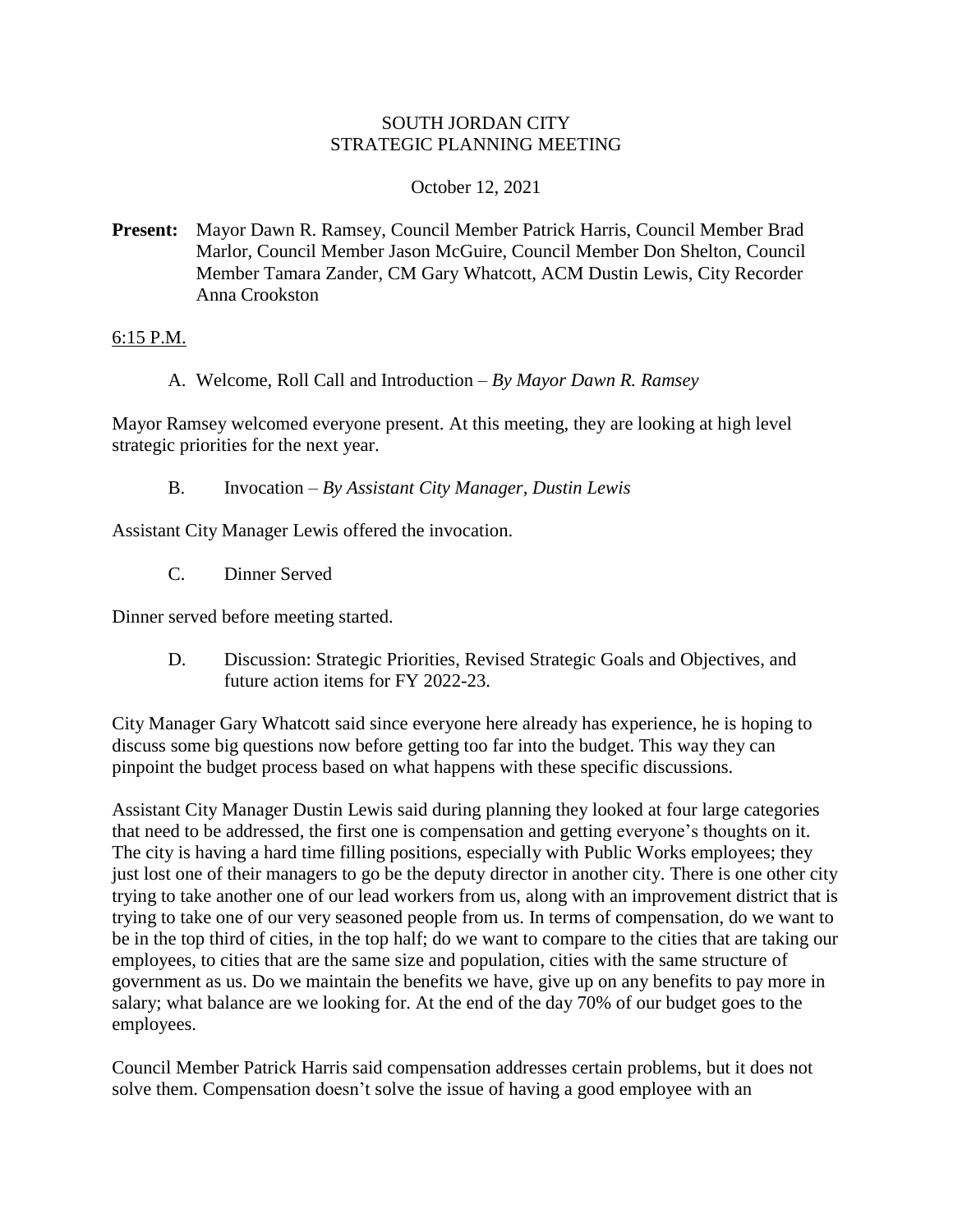# SOUTH JORDAN CITY
# STRATEGIC PLANNING MEETING

October 12, 2021

**Present:** Mayor Dawn R. Ramsey, Council Member Patrick Harris, Council Member Brad Marlor, Council Member Jason McGuire, Council Member Don Shelton, Council Member Tamara Zander, CM Gary Whatcott, ACM Dustin Lewis, City Recorder Anna Crookston

6:15 P.M.

A. Welcome, Roll Call and Introduction – *By Mayor Dawn R. Ramsey*

Mayor Ramsey welcomed everyone present. At this meeting, they are looking at high level strategic priorities for the next year.

B. Invocation – *By Assistant City Manager, Dustin Lewis*

Assistant City Manager Lewis offered the invocation.

C. Dinner Served

Dinner served before meeting started.

D. Discussion: Strategic Priorities, Revised Strategic Goals and Objectives, and future action items for FY 2022-23.

City Manager Gary Whatcott said since everyone here already has experience, he is hoping to discuss some big questions now before getting too far into the budget. This way they can pinpoint the budget process based on what happens with these specific discussions.

Assistant City Manager Dustin Lewis said during planning they looked at four large categories that need to be addressed, the first one is compensation and getting everyone's thoughts on it. The city is having a hard time filling positions, especially with Public Works employees; they just lost one of their managers to go be the deputy director in another city. There is one other city trying to take another one of our lead workers from us, along with an improvement district that is trying to take one of our very seasoned people from us. In terms of compensation, do we want to be in the top third of cities, in the top half; do we want to compare to the cities that are taking our employees, to cities that are the same size and population, cities with the same structure of government as us. Do we maintain the benefits we have, give up on any benefits to pay more in salary; what balance are we looking for. At the end of the day 70% of our budget goes to the employees.

Council Member Patrick Harris said compensation addresses certain problems, but it does not solve them. Compensation doesn't solve the issue of having a good employee with an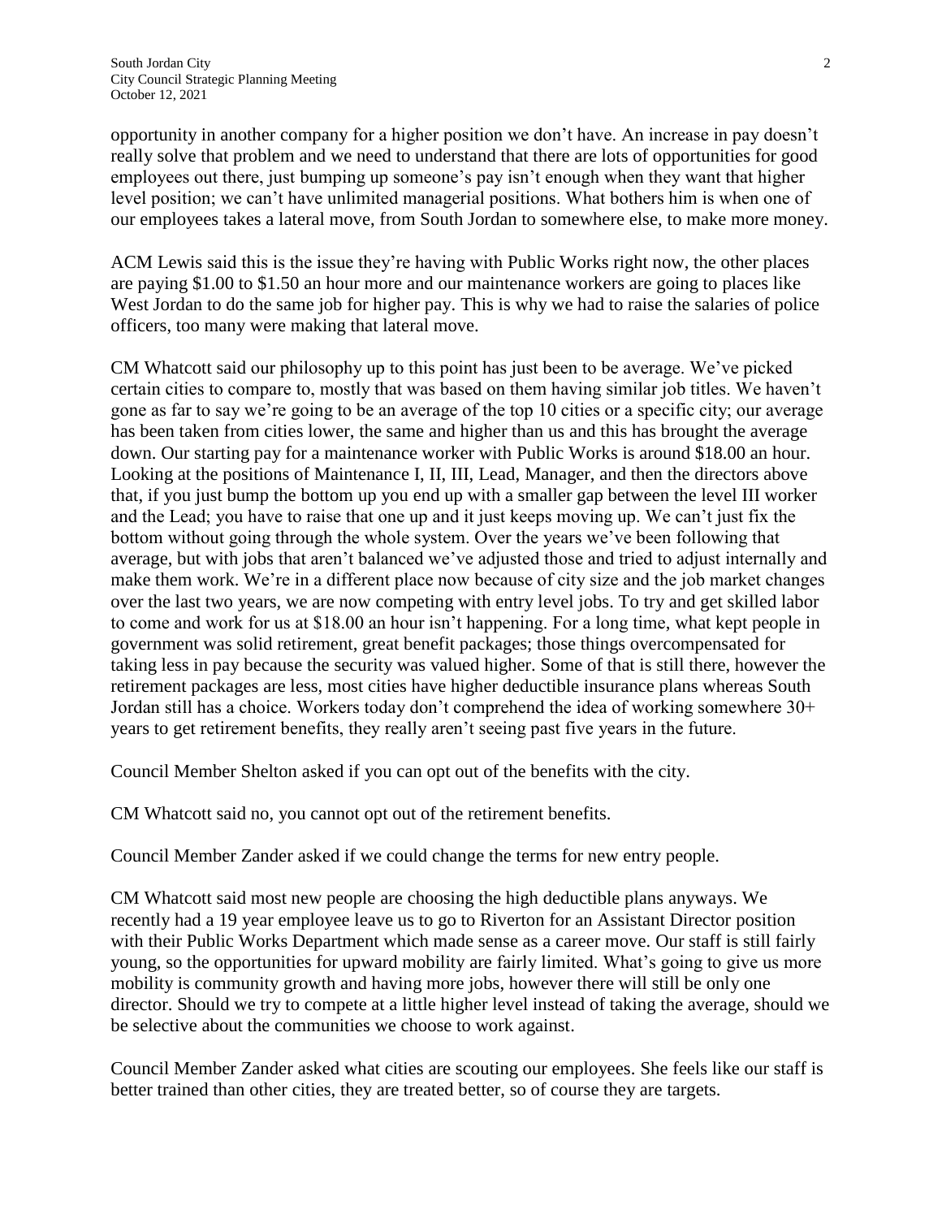opportunity in another company for a higher position we don't have. An increase in pay doesn't really solve that problem and we need to understand that there are lots of opportunities for good employees out there, just bumping up someone's pay isn't enough when they want that higher level position; we can't have unlimited managerial positions. What bothers him is when one of our employees takes a lateral move, from South Jordan to somewhere else, to make more money.

ACM Lewis said this is the issue they're having with Public Works right now, the other places are paying $1.00 to $1.50 an hour more and our maintenance workers are going to places like West Jordan to do the same job for higher pay. This is why we had to raise the salaries of police officers, too many were making that lateral move.

CM Whatcott said our philosophy up to this point has just been to be average. We've picked certain cities to compare to, mostly that was based on them having similar job titles. We haven't gone as far to say we're going to be an average of the top 10 cities or a specific city; our average has been taken from cities lower, the same and higher than us and this has brought the average down. Our starting pay for a maintenance worker with Public Works is around $18.00 an hour. Looking at the positions of Maintenance I, II, III, Lead, Manager, and then the directors above that, if you just bump the bottom up you end up with a smaller gap between the level III worker and the Lead; you have to raise that one up and it just keeps moving up. We can't just fix the bottom without going through the whole system. Over the years we've been following that average, but with jobs that aren't balanced we've adjusted those and tried to adjust internally and make them work. We're in a different place now because of city size and the job market changes over the last two years, we are now competing with entry level jobs. To try and get skilled labor to come and work for us at $18.00 an hour isn't happening. For a long time, what kept people in government was solid retirement, great benefit packages; those things overcompensated for taking less in pay because the security was valued higher. Some of that is still there, however the retirement packages are less, most cities have higher deductible insurance plans whereas South Jordan still has a choice. Workers today don't comprehend the idea of working somewhere 30+ years to get retirement benefits, they really aren't seeing past five years in the future.

Council Member Shelton asked if you can opt out of the benefits with the city.

CM Whatcott said no, you cannot opt out of the retirement benefits.

Council Member Zander asked if we could change the terms for new entry people.

CM Whatcott said most new people are choosing the high deductible plans anyways. We recently had a 19 year employee leave us to go to Riverton for an Assistant Director position with their Public Works Department which made sense as a career move. Our staff is still fairly young, so the opportunities for upward mobility are fairly limited. What's going to give us more mobility is community growth and having more jobs, however there will still be only one director. Should we try to compete at a little higher level instead of taking the average, should we be selective about the communities we choose to work against.

Council Member Zander asked what cities are scouting our employees. She feels like our staff is better trained than other cities, they are treated better, so of course they are targets.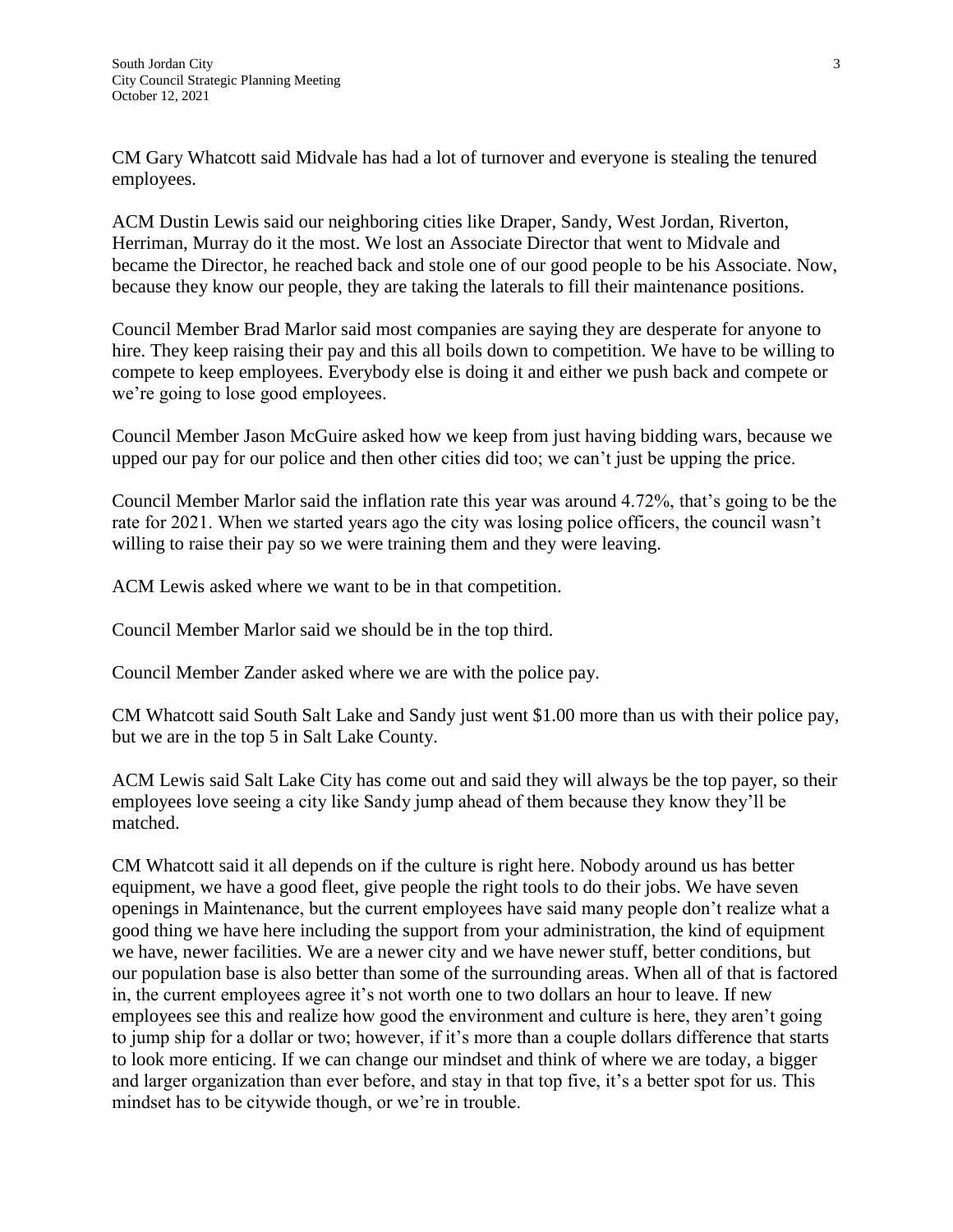CM Gary Whatcott said Midvale has had a lot of turnover and everyone is stealing the tenured employees.

ACM Dustin Lewis said our neighboring cities like Draper, Sandy, West Jordan, Riverton, Herriman, Murray do it the most. We lost an Associate Director that went to Midvale and became the Director, he reached back and stole one of our good people to be his Associate. Now, because they know our people, they are taking the laterals to fill their maintenance positions.

Council Member Brad Marlor said most companies are saying they are desperate for anyone to hire. They keep raising their pay and this all boils down to competition. We have to be willing to compete to keep employees. Everybody else is doing it and either we push back and compete or we're going to lose good employees.

Council Member Jason McGuire asked how we keep from just having bidding wars, because we upped our pay for our police and then other cities did too; we can't just be upping the price.

Council Member Marlor said the inflation rate this year was around 4.72%, that's going to be the rate for 2021. When we started years ago the city was losing police officers, the council wasn't willing to raise their pay so we were training them and they were leaving.

ACM Lewis asked where we want to be in that competition.

Council Member Marlor said we should be in the top third.

Council Member Zander asked where we are with the police pay.

CM Whatcott said South Salt Lake and Sandy just went $1.00 more than us with their police pay, but we are in the top 5 in Salt Lake County.

ACM Lewis said Salt Lake City has come out and said they will always be the top payer, so their employees love seeing a city like Sandy jump ahead of them because they know they'll be matched.

CM Whatcott said it all depends on if the culture is right here. Nobody around us has better equipment, we have a good fleet, give people the right tools to do their jobs. We have seven openings in Maintenance, but the current employees have said many people don't realize what a good thing we have here including the support from your administration, the kind of equipment we have, newer facilities. We are a newer city and we have newer stuff, better conditions, but our population base is also better than some of the surrounding areas. When all of that is factored in, the current employees agree it's not worth one to two dollars an hour to leave. If new employees see this and realize how good the environment and culture is here, they aren't going to jump ship for a dollar or two; however, if it's more than a couple dollars difference that starts to look more enticing. If we can change our mindset and think of where we are today, a bigger and larger organization than ever before, and stay in that top five, it's a better spot for us. This mindset has to be citywide though, or we're in trouble.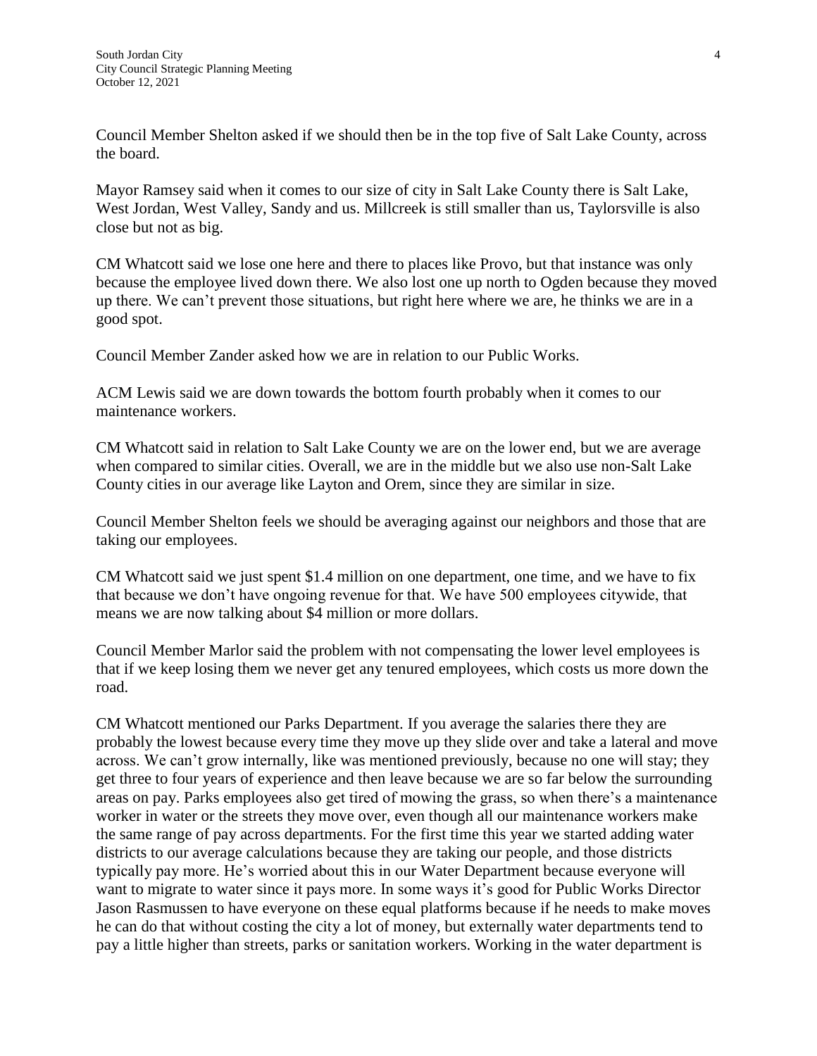Council Member Shelton asked if we should then be in the top five of Salt Lake County, across the board.

Mayor Ramsey said when it comes to our size of city in Salt Lake County there is Salt Lake, West Jordan, West Valley, Sandy and us. Millcreek is still smaller than us, Taylorsville is also close but not as big.

CM Whatcott said we lose one here and there to places like Provo, but that instance was only because the employee lived down there. We also lost one up north to Ogden because they moved up there. We can't prevent those situations, but right here where we are, he thinks we are in a good spot.

Council Member Zander asked how we are in relation to our Public Works.

ACM Lewis said we are down towards the bottom fourth probably when it comes to our maintenance workers.

CM Whatcott said in relation to Salt Lake County we are on the lower end, but we are average when compared to similar cities. Overall, we are in the middle but we also use non-Salt Lake County cities in our average like Layton and Orem, since they are similar in size.

Council Member Shelton feels we should be averaging against our neighbors and those that are taking our employees.

CM Whatcott said we just spent $1.4 million on one department, one time, and we have to fix that because we don't have ongoing revenue for that. We have 500 employees citywide, that means we are now talking about $4 million or more dollars.

Council Member Marlor said the problem with not compensating the lower level employees is that if we keep losing them we never get any tenured employees, which costs us more down the road.

CM Whatcott mentioned our Parks Department. If you average the salaries there they are probably the lowest because every time they move up they slide over and take a lateral and move across. We can't grow internally, like was mentioned previously, because no one will stay; they get three to four years of experience and then leave because we are so far below the surrounding areas on pay. Parks employees also get tired of mowing the grass, so when there's a maintenance worker in water or the streets they move over, even though all our maintenance workers make the same range of pay across departments. For the first time this year we started adding water districts to our average calculations because they are taking our people, and those districts typically pay more. He's worried about this in our Water Department because everyone will want to migrate to water since it pays more. In some ways it's good for Public Works Director Jason Rasmussen to have everyone on these equal platforms because if he needs to make moves he can do that without costing the city a lot of money, but externally water departments tend to pay a little higher than streets, parks or sanitation workers. Working in the water department is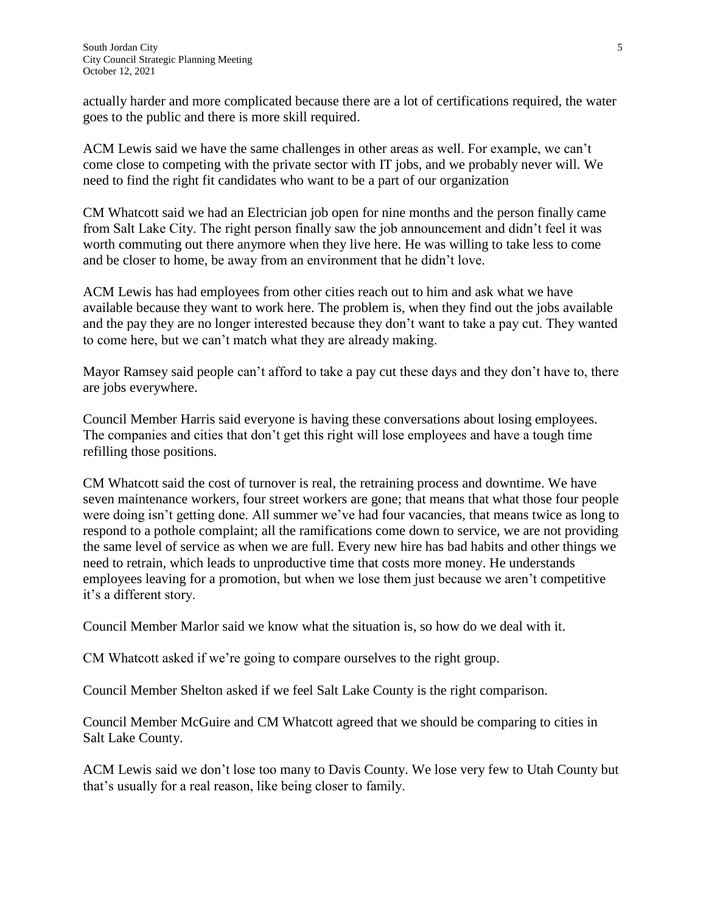actually harder and more complicated because there are a lot of certifications required, the water goes to the public and there is more skill required.

ACM Lewis said we have the same challenges in other areas as well. For example, we can't come close to competing with the private sector with IT jobs, and we probably never will. We need to find the right fit candidates who want to be a part of our organization

CM Whatcott said we had an Electrician job open for nine months and the person finally came from Salt Lake City. The right person finally saw the job announcement and didn't feel it was worth commuting out there anymore when they live here. He was willing to take less to come and be closer to home, be away from an environment that he didn't love.

ACM Lewis has had employees from other cities reach out to him and ask what we have available because they want to work here. The problem is, when they find out the jobs available and the pay they are no longer interested because they don't want to take a pay cut. They wanted to come here, but we can't match what they are already making.

Mayor Ramsey said people can't afford to take a pay cut these days and they don't have to, there are jobs everywhere.

Council Member Harris said everyone is having these conversations about losing employees. The companies and cities that don't get this right will lose employees and have a tough time refilling those positions.

CM Whatcott said the cost of turnover is real, the retraining process and downtime. We have seven maintenance workers, four street workers are gone; that means that what those four people were doing isn't getting done. All summer we've had four vacancies, that means twice as long to respond to a pothole complaint; all the ramifications come down to service, we are not providing the same level of service as when we are full. Every new hire has bad habits and other things we need to retrain, which leads to unproductive time that costs more money. He understands employees leaving for a promotion, but when we lose them just because we aren't competitive it's a different story.

Council Member Marlor said we know what the situation is, so how do we deal with it.

CM Whatcott asked if we're going to compare ourselves to the right group.

Council Member Shelton asked if we feel Salt Lake County is the right comparison.

Council Member McGuire and CM Whatcott agreed that we should be comparing to cities in Salt Lake County.

ACM Lewis said we don't lose too many to Davis County. We lose very few to Utah County but that's usually for a real reason, like being closer to family.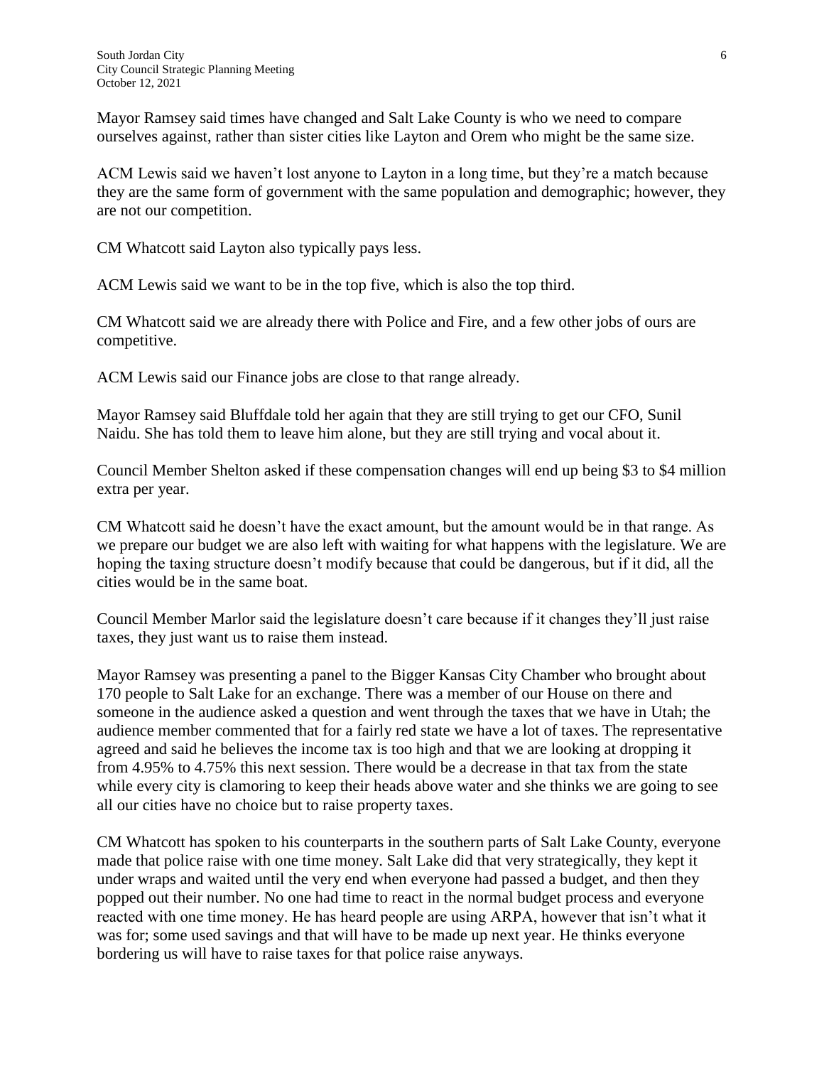Mayor Ramsey said times have changed and Salt Lake County is who we need to compare ourselves against, rather than sister cities like Layton and Orem who might be the same size.

ACM Lewis said we haven't lost anyone to Layton in a long time, but they're a match because they are the same form of government with the same population and demographic; however, they are not our competition.

CM Whatcott said Layton also typically pays less.

ACM Lewis said we want to be in the top five, which is also the top third.

CM Whatcott said we are already there with Police and Fire, and a few other jobs of ours are competitive.

ACM Lewis said our Finance jobs are close to that range already.

Mayor Ramsey said Bluffdale told her again that they are still trying to get our CFO, Sunil Naidu. She has told them to leave him alone, but they are still trying and vocal about it.

Council Member Shelton asked if these compensation changes will end up being $3 to $4 million extra per year.

CM Whatcott said he doesn't have the exact amount, but the amount would be in that range. As we prepare our budget we are also left with waiting for what happens with the legislature. We are hoping the taxing structure doesn't modify because that could be dangerous, but if it did, all the cities would be in the same boat.

Council Member Marlor said the legislature doesn't care because if it changes they'll just raise taxes, they just want us to raise them instead.

Mayor Ramsey was presenting a panel to the Bigger Kansas City Chamber who brought about 170 people to Salt Lake for an exchange. There was a member of our House on there and someone in the audience asked a question and went through the taxes that we have in Utah; the audience member commented that for a fairly red state we have a lot of taxes. The representative agreed and said he believes the income tax is too high and that we are looking at dropping it from 4.95% to 4.75% this next session. There would be a decrease in that tax from the state while every city is clamoring to keep their heads above water and she thinks we are going to see all our cities have no choice but to raise property taxes.

CM Whatcott has spoken to his counterparts in the southern parts of Salt Lake County, everyone made that police raise with one time money. Salt Lake did that very strategically, they kept it under wraps and waited until the very end when everyone had passed a budget, and then they popped out their number. No one had time to react in the normal budget process and everyone reacted with one time money. He has heard people are using ARPA, however that isn't what it was for; some used savings and that will have to be made up next year. He thinks everyone bordering us will have to raise taxes for that police raise anyways.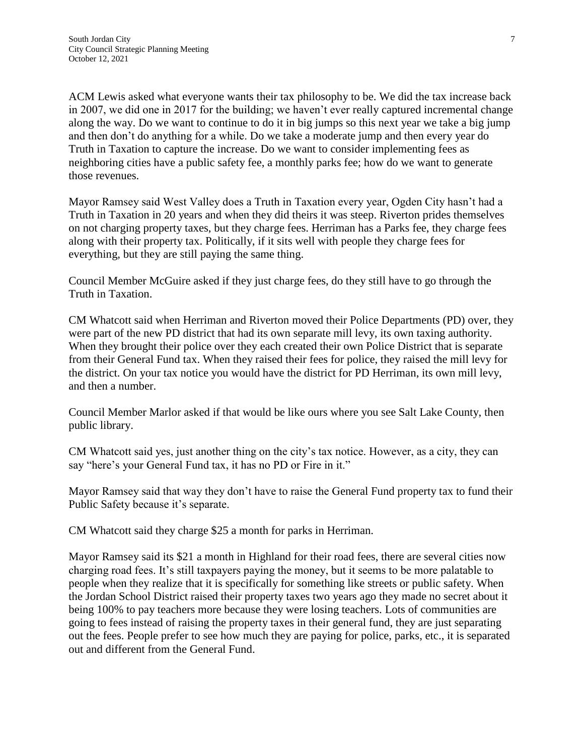ACM Lewis asked what everyone wants their tax philosophy to be. We did the tax increase back in 2007, we did one in 2017 for the building; we haven't ever really captured incremental change along the way. Do we want to continue to do it in big jumps so this next year we take a big jump and then don't do anything for a while. Do we take a moderate jump and then every year do Truth in Taxation to capture the increase. Do we want to consider implementing fees as neighboring cities have a public safety fee, a monthly parks fee; how do we want to generate those revenues.

Mayor Ramsey said West Valley does a Truth in Taxation every year, Ogden City hasn't had a Truth in Taxation in 20 years and when they did theirs it was steep. Riverton prides themselves on not charging property taxes, but they charge fees. Herriman has a Parks fee, they charge fees along with their property tax. Politically, if it sits well with people they charge fees for everything, but they are still paying the same thing.

Council Member McGuire asked if they just charge fees, do they still have to go through the Truth in Taxation.

CM Whatcott said when Herriman and Riverton moved their Police Departments (PD) over, they were part of the new PD district that had its own separate mill levy, its own taxing authority. When they brought their police over they each created their own Police District that is separate from their General Fund tax. When they raised their fees for police, they raised the mill levy for the district. On your tax notice you would have the district for PD Herriman, its own mill levy, and then a number.

Council Member Marlor asked if that would be like ours where you see Salt Lake County, then public library.

CM Whatcott said yes, just another thing on the city's tax notice. However, as a city, they can say "here's your General Fund tax, it has no PD or Fire in it."

Mayor Ramsey said that way they don't have to raise the General Fund property tax to fund their Public Safety because it's separate.

CM Whatcott said they charge $25 a month for parks in Herriman.

Mayor Ramsey said its $21 a month in Highland for their road fees, there are several cities now charging road fees. It's still taxpayers paying the money, but it seems to be more palatable to people when they realize that it is specifically for something like streets or public safety. When the Jordan School District raised their property taxes two years ago they made no secret about it being 100% to pay teachers more because they were losing teachers. Lots of communities are going to fees instead of raising the property taxes in their general fund, they are just separating out the fees. People prefer to see how much they are paying for police, parks, etc., it is separated out and different from the General Fund.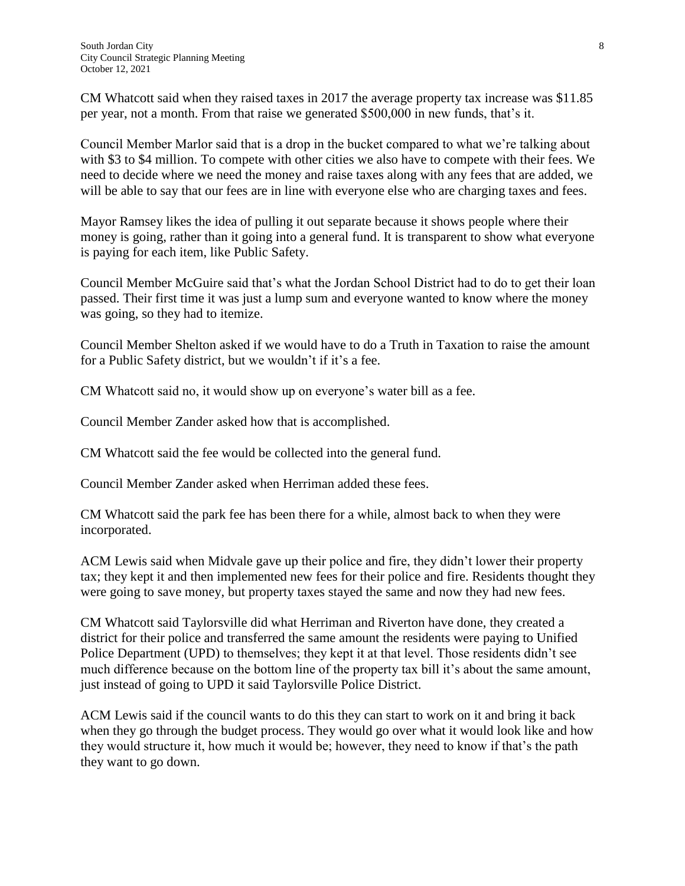CM Whatcott said when they raised taxes in 2017 the average property tax increase was $11.85 per year, not a month. From that raise we generated $500,000 in new funds, that's it.

Council Member Marlor said that is a drop in the bucket compared to what we're talking about with $3 to $4 million. To compete with other cities we also have to compete with their fees. We need to decide where we need the money and raise taxes along with any fees that are added, we will be able to say that our fees are in line with everyone else who are charging taxes and fees.

Mayor Ramsey likes the idea of pulling it out separate because it shows people where their money is going, rather than it going into a general fund. It is transparent to show what everyone is paying for each item, like Public Safety.

Council Member McGuire said that's what the Jordan School District had to do to get their loan passed. Their first time it was just a lump sum and everyone wanted to know where the money was going, so they had to itemize.

Council Member Shelton asked if we would have to do a Truth in Taxation to raise the amount for a Public Safety district, but we wouldn't if it's a fee.

CM Whatcott said no, it would show up on everyone's water bill as a fee.

Council Member Zander asked how that is accomplished.

CM Whatcott said the fee would be collected into the general fund.

Council Member Zander asked when Herriman added these fees.

CM Whatcott said the park fee has been there for a while, almost back to when they were incorporated.

ACM Lewis said when Midvale gave up their police and fire, they didn't lower their property tax; they kept it and then implemented new fees for their police and fire. Residents thought they were going to save money, but property taxes stayed the same and now they had new fees.

CM Whatcott said Taylorsville did what Herriman and Riverton have done, they created a district for their police and transferred the same amount the residents were paying to Unified Police Department (UPD) to themselves; they kept it at that level. Those residents didn't see much difference because on the bottom line of the property tax bill it's about the same amount, just instead of going to UPD it said Taylorsville Police District.

ACM Lewis said if the council wants to do this they can start to work on it and bring it back when they go through the budget process. They would go over what it would look like and how they would structure it, how much it would be; however, they need to know if that's the path they want to go down.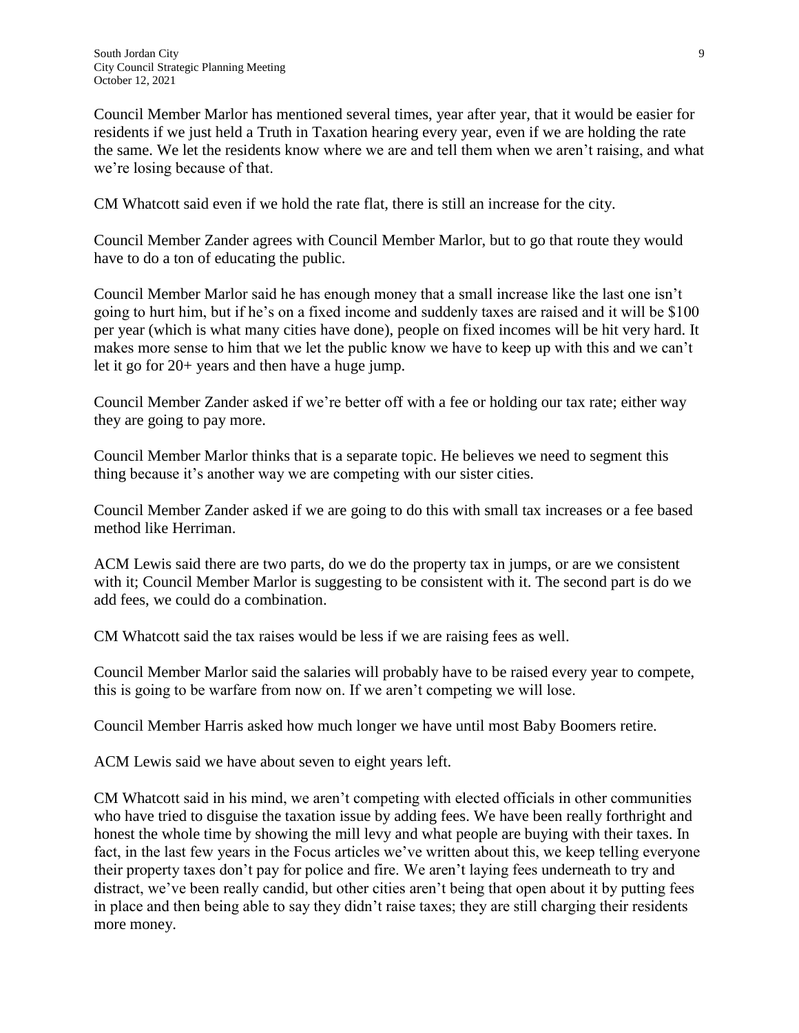Council Member Marlor has mentioned several times, year after year, that it would be easier for residents if we just held a Truth in Taxation hearing every year, even if we are holding the rate the same. We let the residents know where we are and tell them when we aren't raising, and what we're losing because of that.

CM Whatcott said even if we hold the rate flat, there is still an increase for the city.

Council Member Zander agrees with Council Member Marlor, but to go that route they would have to do a ton of educating the public.

Council Member Marlor said he has enough money that a small increase like the last one isn't going to hurt him, but if he's on a fixed income and suddenly taxes are raised and it will be $100 per year (which is what many cities have done), people on fixed incomes will be hit very hard. It makes more sense to him that we let the public know we have to keep up with this and we can't let it go for 20+ years and then have a huge jump.

Council Member Zander asked if we're better off with a fee or holding our tax rate; either way they are going to pay more.

Council Member Marlor thinks that is a separate topic. He believes we need to segment this thing because it's another way we are competing with our sister cities.

Council Member Zander asked if we are going to do this with small tax increases or a fee based method like Herriman.

ACM Lewis said there are two parts, do we do the property tax in jumps, or are we consistent with it; Council Member Marlor is suggesting to be consistent with it. The second part is do we add fees, we could do a combination.

CM Whatcott said the tax raises would be less if we are raising fees as well.

Council Member Marlor said the salaries will probably have to be raised every year to compete, this is going to be warfare from now on. If we aren't competing we will lose.

Council Member Harris asked how much longer we have until most Baby Boomers retire.

ACM Lewis said we have about seven to eight years left.

CM Whatcott said in his mind, we aren't competing with elected officials in other communities who have tried to disguise the taxation issue by adding fees. We have been really forthright and honest the whole time by showing the mill levy and what people are buying with their taxes. In fact, in the last few years in the Focus articles we've written about this, we keep telling everyone their property taxes don't pay for police and fire. We aren't laying fees underneath to try and distract, we've been really candid, but other cities aren't being that open about it by putting fees in place and then being able to say they didn't raise taxes; they are still charging their residents more money.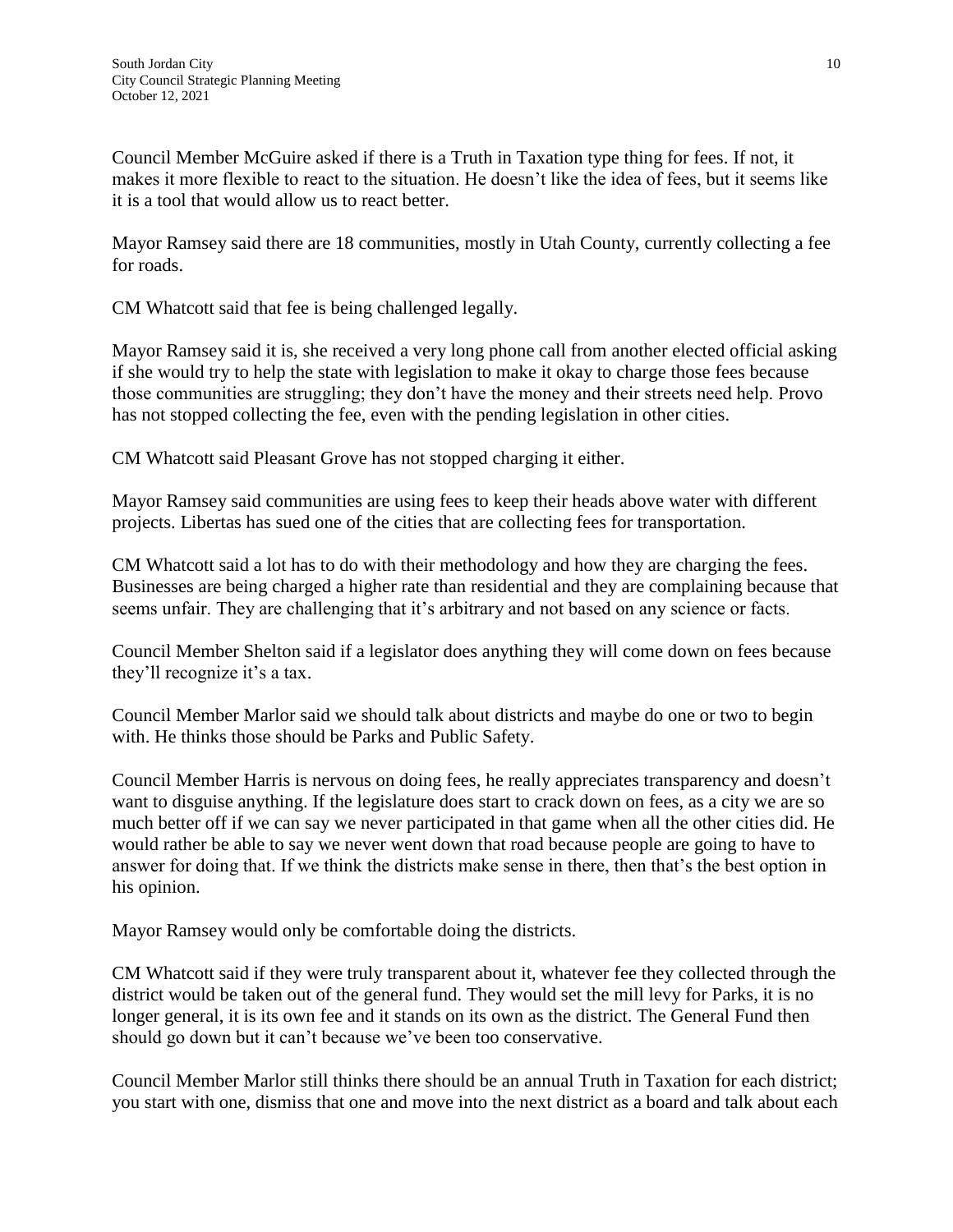Council Member McGuire asked if there is a Truth in Taxation type thing for fees. If not, it makes it more flexible to react to the situation. He doesn't like the idea of fees, but it seems like it is a tool that would allow us to react better.

Mayor Ramsey said there are 18 communities, mostly in Utah County, currently collecting a fee for roads.

CM Whatcott said that fee is being challenged legally.

Mayor Ramsey said it is, she received a very long phone call from another elected official asking if she would try to help the state with legislation to make it okay to charge those fees because those communities are struggling; they don't have the money and their streets need help. Provo has not stopped collecting the fee, even with the pending legislation in other cities.

CM Whatcott said Pleasant Grove has not stopped charging it either.

Mayor Ramsey said communities are using fees to keep their heads above water with different projects. Libertas has sued one of the cities that are collecting fees for transportation.

CM Whatcott said a lot has to do with their methodology and how they are charging the fees. Businesses are being charged a higher rate than residential and they are complaining because that seems unfair. They are challenging that it's arbitrary and not based on any science or facts.

Council Member Shelton said if a legislator does anything they will come down on fees because they'll recognize it's a tax.

Council Member Marlor said we should talk about districts and maybe do one or two to begin with. He thinks those should be Parks and Public Safety.

Council Member Harris is nervous on doing fees, he really appreciates transparency and doesn't want to disguise anything. If the legislature does start to crack down on fees, as a city we are so much better off if we can say we never participated in that game when all the other cities did. He would rather be able to say we never went down that road because people are going to have to answer for doing that. If we think the districts make sense in there, then that's the best option in his opinion.

Mayor Ramsey would only be comfortable doing the districts.

CM Whatcott said if they were truly transparent about it, whatever fee they collected through the district would be taken out of the general fund. They would set the mill levy for Parks, it is no longer general, it is its own fee and it stands on its own as the district. The General Fund then should go down but it can't because we've been too conservative.

Council Member Marlor still thinks there should be an annual Truth in Taxation for each district; you start with one, dismiss that one and move into the next district as a board and talk about each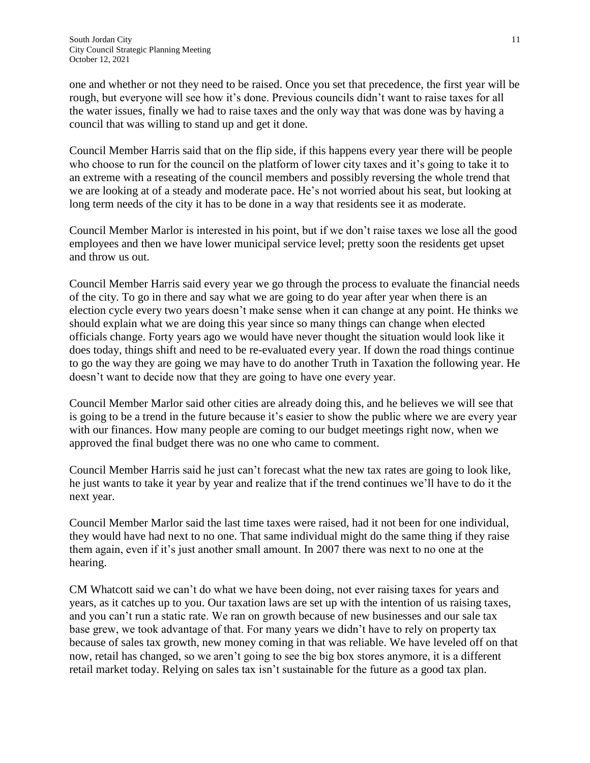one and whether or not they need to be raised. Once you set that precedence, the first year will be rough, but everyone will see how it's done. Previous councils didn't want to raise taxes for all the water issues, finally we had to raise taxes and the only way that was done was by having a council that was willing to stand up and get it done.

Council Member Harris said that on the flip side, if this happens every year there will be people who choose to run for the council on the platform of lower city taxes and it's going to take it to an extreme with a reseating of the council members and possibly reversing the whole trend that we are looking at of a steady and moderate pace. He's not worried about his seat, but looking at long term needs of the city it has to be done in a way that residents see it as moderate.

Council Member Marlor is interested in his point, but if we don't raise taxes we lose all the good employees and then we have lower municipal service level; pretty soon the residents get upset and throw us out.

Council Member Harris said every year we go through the process to evaluate the financial needs of the city. To go in there and say what we are going to do year after year when there is an election cycle every two years doesn't make sense when it can change at any point. He thinks we should explain what we are doing this year since so many things can change when elected officials change. Forty years ago we would have never thought the situation would look like it does today, things shift and need to be re-evaluated every year. If down the road things continue to go the way they are going we may have to do another Truth in Taxation the following year. He doesn't want to decide now that they are going to have one every year.

Council Member Marlor said other cities are already doing this, and he believes we will see that is going to be a trend in the future because it's easier to show the public where we are every year with our finances. How many people are coming to our budget meetings right now, when we approved the final budget there was no one who came to comment.

Council Member Harris said he just can't forecast what the new tax rates are going to look like, he just wants to take it year by year and realize that if the trend continues we'll have to do it the next year.

Council Member Marlor said the last time taxes were raised, had it not been for one individual, they would have had next to no one. That same individual might do the same thing if they raise them again, even if it's just another small amount. In 2007 there was next to no one at the hearing.

CM Whatcott said we can't do what we have been doing, not ever raising taxes for years and years, as it catches up to you. Our taxation laws are set up with the intention of us raising taxes, and you can't run a static rate. We ran on growth because of new businesses and our sale tax base grew, we took advantage of that. For many years we didn't have to rely on property tax because of sales tax growth, new money coming in that was reliable. We have leveled off on that now, retail has changed, so we aren't going to see the big box stores anymore, it is a different retail market today. Relying on sales tax isn't sustainable for the future as a good tax plan.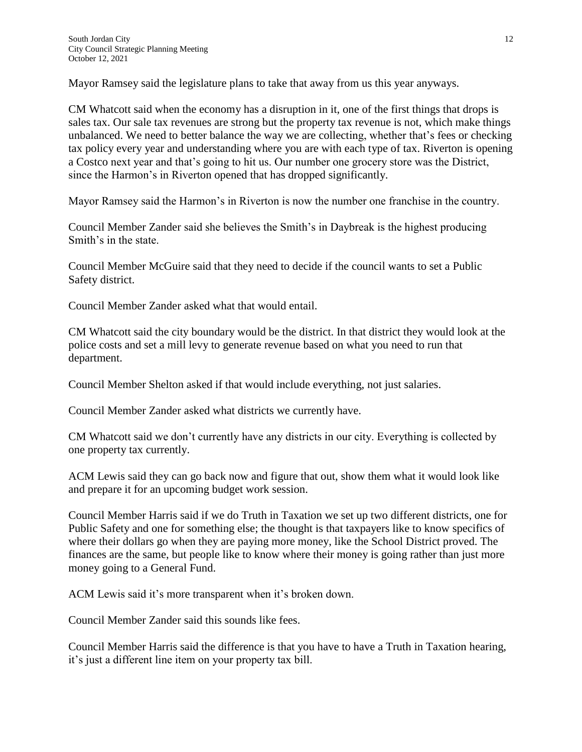Mayor Ramsey said the legislature plans to take that away from us this year anyways.

CM Whatcott said when the economy has a disruption in it, one of the first things that drops is sales tax. Our sale tax revenues are strong but the property tax revenue is not, which make things unbalanced. We need to better balance the way we are collecting, whether that's fees or checking tax policy every year and understanding where you are with each type of tax. Riverton is opening a Costco next year and that's going to hit us. Our number one grocery store was the District, since the Harmon's in Riverton opened that has dropped significantly.

Mayor Ramsey said the Harmon's in Riverton is now the number one franchise in the country.

Council Member Zander said she believes the Smith's in Daybreak is the highest producing Smith's in the state.

Council Member McGuire said that they need to decide if the council wants to set a Public Safety district.

Council Member Zander asked what that would entail.

CM Whatcott said the city boundary would be the district. In that district they would look at the police costs and set a mill levy to generate revenue based on what you need to run that department.

Council Member Shelton asked if that would include everything, not just salaries.

Council Member Zander asked what districts we currently have.

CM Whatcott said we don't currently have any districts in our city. Everything is collected by one property tax currently.

ACM Lewis said they can go back now and figure that out, show them what it would look like and prepare it for an upcoming budget work session.

Council Member Harris said if we do Truth in Taxation we set up two different districts, one for Public Safety and one for something else; the thought is that taxpayers like to know specifics of where their dollars go when they are paying more money, like the School District proved. The finances are the same, but people like to know where their money is going rather than just more money going to a General Fund.

ACM Lewis said it's more transparent when it's broken down.

Council Member Zander said this sounds like fees.

Council Member Harris said the difference is that you have to have a Truth in Taxation hearing, it's just a different line item on your property tax bill.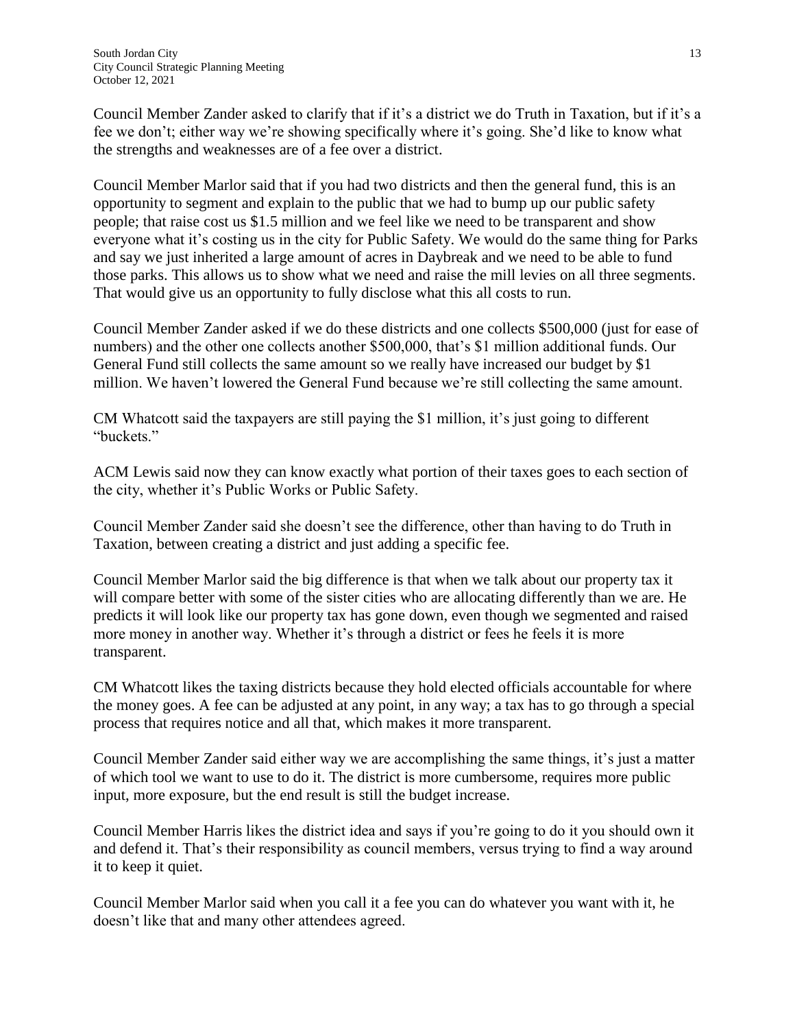Council Member Zander asked to clarify that if it's a district we do Truth in Taxation, but if it's a fee we don't; either way we're showing specifically where it's going. She'd like to know what the strengths and weaknesses are of a fee over a district.

Council Member Marlor said that if you had two districts and then the general fund, this is an opportunity to segment and explain to the public that we had to bump up our public safety people; that raise cost us $1.5 million and we feel like we need to be transparent and show everyone what it's costing us in the city for Public Safety. We would do the same thing for Parks and say we just inherited a large amount of acres in Daybreak and we need to be able to fund those parks. This allows us to show what we need and raise the mill levies on all three segments. That would give us an opportunity to fully disclose what this all costs to run.

Council Member Zander asked if we do these districts and one collects $500,000 (just for ease of numbers) and the other one collects another $500,000, that's $1 million additional funds. Our General Fund still collects the same amount so we really have increased our budget by $1 million. We haven't lowered the General Fund because we're still collecting the same amount.

CM Whatcott said the taxpayers are still paying the $1 million, it's just going to different "buckets."

ACM Lewis said now they can know exactly what portion of their taxes goes to each section of the city, whether it's Public Works or Public Safety.

Council Member Zander said she doesn't see the difference, other than having to do Truth in Taxation, between creating a district and just adding a specific fee.

Council Member Marlor said the big difference is that when we talk about our property tax it will compare better with some of the sister cities who are allocating differently than we are. He predicts it will look like our property tax has gone down, even though we segmented and raised more money in another way. Whether it's through a district or fees he feels it is more transparent.

CM Whatcott likes the taxing districts because they hold elected officials accountable for where the money goes. A fee can be adjusted at any point, in any way; a tax has to go through a special process that requires notice and all that, which makes it more transparent.

Council Member Zander said either way we are accomplishing the same things, it's just a matter of which tool we want to use to do it. The district is more cumbersome, requires more public input, more exposure, but the end result is still the budget increase.

Council Member Harris likes the district idea and says if you're going to do it you should own it and defend it. That's their responsibility as council members, versus trying to find a way around it to keep it quiet.

Council Member Marlor said when you call it a fee you can do whatever you want with it, he doesn't like that and many other attendees agreed.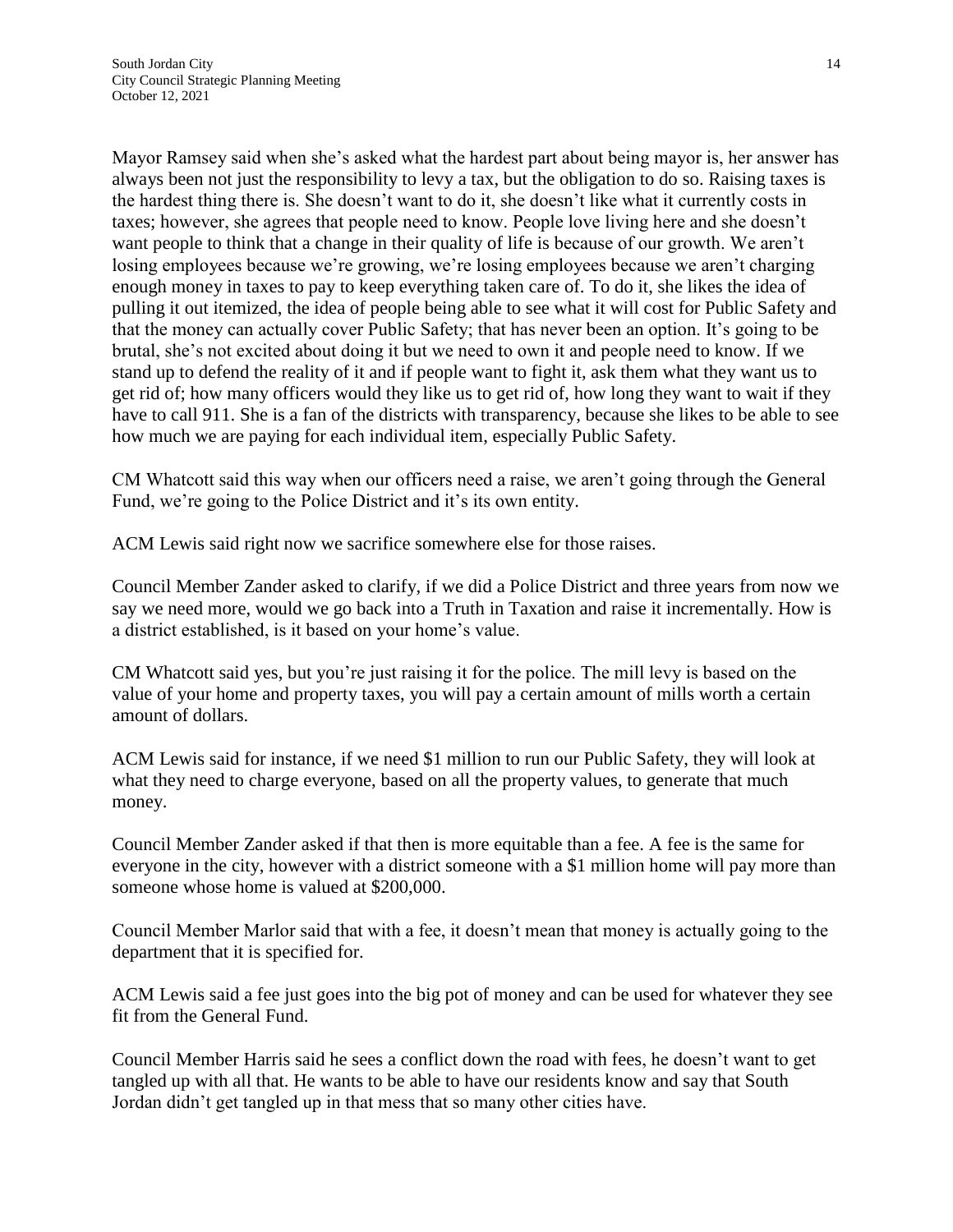Mayor Ramsey said when she's asked what the hardest part about being mayor is, her answer has always been not just the responsibility to levy a tax, but the obligation to do so. Raising taxes is the hardest thing there is. She doesn't want to do it, she doesn't like what it currently costs in taxes; however, she agrees that people need to know. People love living here and she doesn't want people to think that a change in their quality of life is because of our growth. We aren't losing employees because we're growing, we're losing employees because we aren't charging enough money in taxes to pay to keep everything taken care of. To do it, she likes the idea of pulling it out itemized, the idea of people being able to see what it will cost for Public Safety and that the money can actually cover Public Safety; that has never been an option. It's going to be brutal, she's not excited about doing it but we need to own it and people need to know. If we stand up to defend the reality of it and if people want to fight it, ask them what they want us to get rid of; how many officers would they like us to get rid of, how long they want to wait if they have to call 911. She is a fan of the districts with transparency, because she likes to be able to see how much we are paying for each individual item, especially Public Safety.

CM Whatcott said this way when our officers need a raise, we aren't going through the General Fund, we're going to the Police District and it's its own entity.

ACM Lewis said right now we sacrifice somewhere else for those raises.

Council Member Zander asked to clarify, if we did a Police District and three years from now we say we need more, would we go back into a Truth in Taxation and raise it incrementally. How is a district established, is it based on your home's value.

CM Whatcott said yes, but you're just raising it for the police. The mill levy is based on the value of your home and property taxes, you will pay a certain amount of mills worth a certain amount of dollars.

ACM Lewis said for instance, if we need $1 million to run our Public Safety, they will look at what they need to charge everyone, based on all the property values, to generate that much money.

Council Member Zander asked if that then is more equitable than a fee. A fee is the same for everyone in the city, however with a district someone with a $1 million home will pay more than someone whose home is valued at $200,000.

Council Member Marlor said that with a fee, it doesn't mean that money is actually going to the department that it is specified for.

ACM Lewis said a fee just goes into the big pot of money and can be used for whatever they see fit from the General Fund.

Council Member Harris said he sees a conflict down the road with fees, he doesn't want to get tangled up with all that. He wants to be able to have our residents know and say that South Jordan didn't get tangled up in that mess that so many other cities have.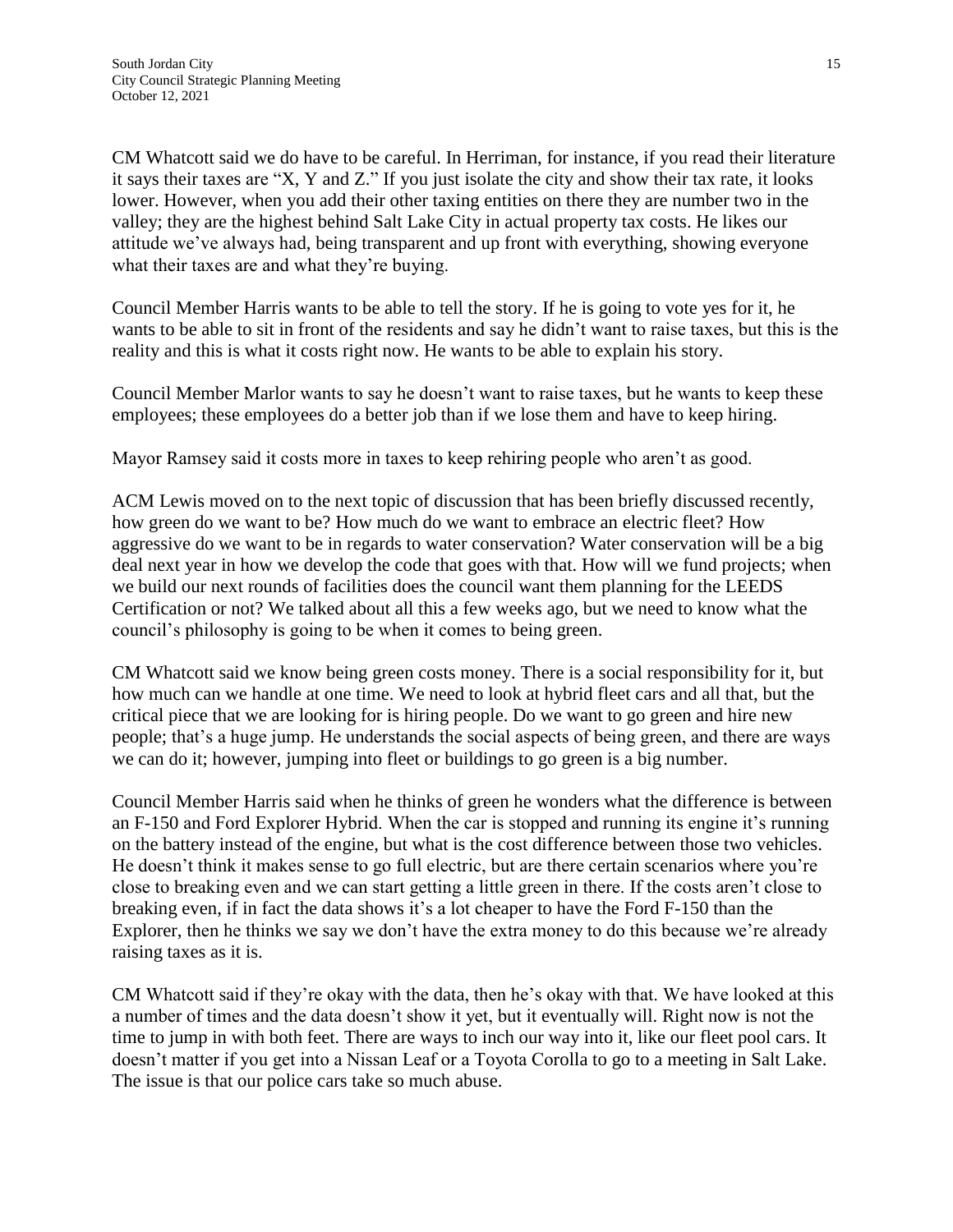CM Whatcott said we do have to be careful. In Herriman, for instance, if you read their literature it says their taxes are "X, Y and Z." If you just isolate the city and show their tax rate, it looks lower. However, when you add their other taxing entities on there they are number two in the valley; they are the highest behind Salt Lake City in actual property tax costs. He likes our attitude we've always had, being transparent and up front with everything, showing everyone what their taxes are and what they're buying.

Council Member Harris wants to be able to tell the story. If he is going to vote yes for it, he wants to be able to sit in front of the residents and say he didn't want to raise taxes, but this is the reality and this is what it costs right now. He wants to be able to explain his story.

Council Member Marlor wants to say he doesn't want to raise taxes, but he wants to keep these employees; these employees do a better job than if we lose them and have to keep hiring.

Mayor Ramsey said it costs more in taxes to keep rehiring people who aren't as good.

ACM Lewis moved on to the next topic of discussion that has been briefly discussed recently, how green do we want to be? How much do we want to embrace an electric fleet? How aggressive do we want to be in regards to water conservation? Water conservation will be a big deal next year in how we develop the code that goes with that. How will we fund projects; when we build our next rounds of facilities does the council want them planning for the LEEDS Certification or not? We talked about all this a few weeks ago, but we need to know what the council's philosophy is going to be when it comes to being green.

CM Whatcott said we know being green costs money. There is a social responsibility for it, but how much can we handle at one time. We need to look at hybrid fleet cars and all that, but the critical piece that we are looking for is hiring people. Do we want to go green and hire new people; that's a huge jump. He understands the social aspects of being green, and there are ways we can do it; however, jumping into fleet or buildings to go green is a big number.

Council Member Harris said when he thinks of green he wonders what the difference is between an F-150 and Ford Explorer Hybrid. When the car is stopped and running its engine it's running on the battery instead of the engine, but what is the cost difference between those two vehicles. He doesn't think it makes sense to go full electric, but are there certain scenarios where you're close to breaking even and we can start getting a little green in there. If the costs aren't close to breaking even, if in fact the data shows it's a lot cheaper to have the Ford F-150 than the Explorer, then he thinks we say we don't have the extra money to do this because we're already raising taxes as it is.

CM Whatcott said if they're okay with the data, then he's okay with that. We have looked at this a number of times and the data doesn't show it yet, but it eventually will. Right now is not the time to jump in with both feet. There are ways to inch our way into it, like our fleet pool cars. It doesn't matter if you get into a Nissan Leaf or a Toyota Corolla to go to a meeting in Salt Lake. The issue is that our police cars take so much abuse.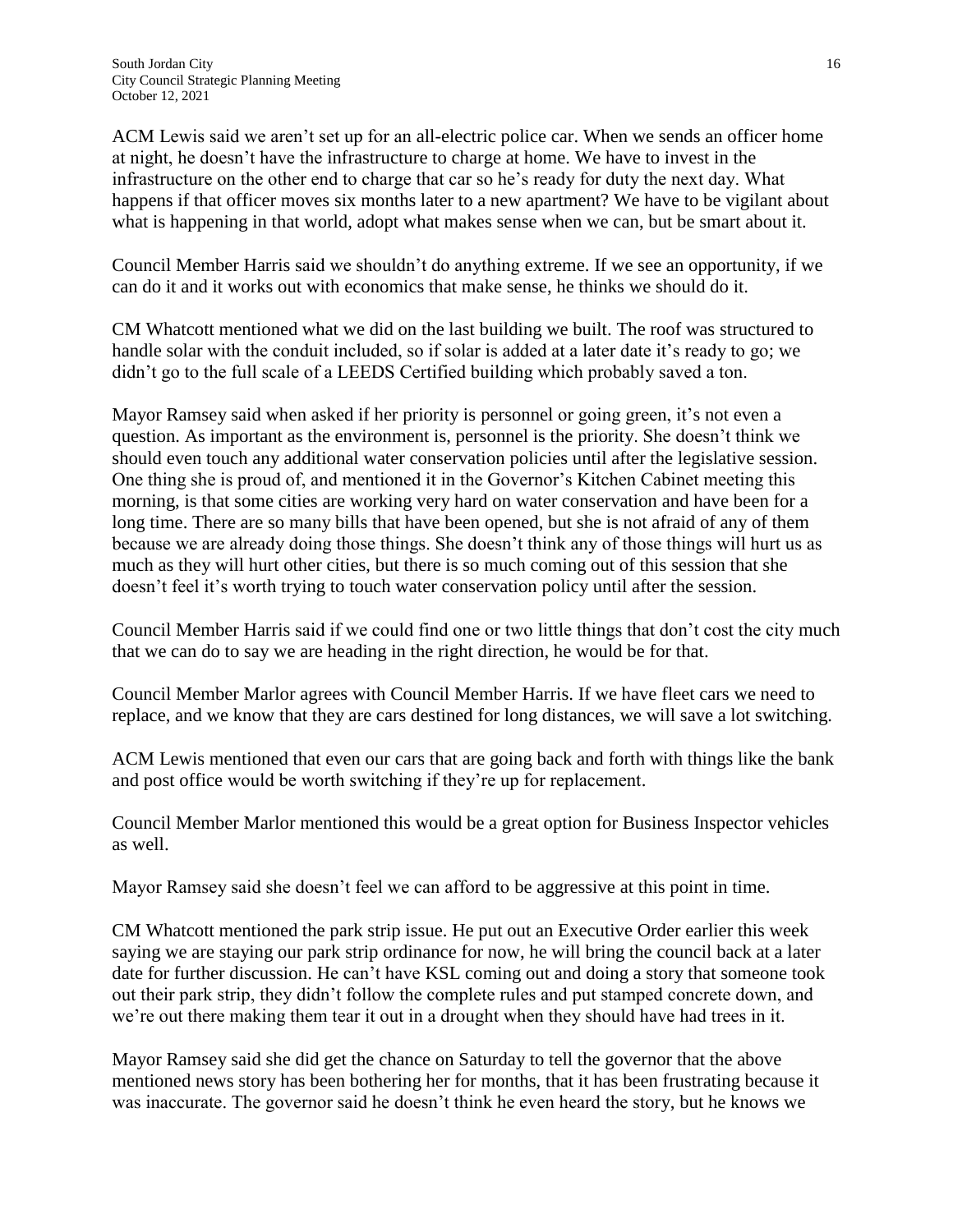ACM Lewis said we aren't set up for an all-electric police car. When we sends an officer home at night, he doesn't have the infrastructure to charge at home. We have to invest in the infrastructure on the other end to charge that car so he's ready for duty the next day. What happens if that officer moves six months later to a new apartment? We have to be vigilant about what is happening in that world, adopt what makes sense when we can, but be smart about it.

Council Member Harris said we shouldn't do anything extreme. If we see an opportunity, if we can do it and it works out with economics that make sense, he thinks we should do it.

CM Whatcott mentioned what we did on the last building we built. The roof was structured to handle solar with the conduit included, so if solar is added at a later date it's ready to go; we didn't go to the full scale of a LEEDS Certified building which probably saved a ton.

Mayor Ramsey said when asked if her priority is personnel or going green, it's not even a question. As important as the environment is, personnel is the priority. She doesn't think we should even touch any additional water conservation policies until after the legislative session. One thing she is proud of, and mentioned it in the Governor's Kitchen Cabinet meeting this morning, is that some cities are working very hard on water conservation and have been for a long time. There are so many bills that have been opened, but she is not afraid of any of them because we are already doing those things. She doesn't think any of those things will hurt us as much as they will hurt other cities, but there is so much coming out of this session that she doesn't feel it's worth trying to touch water conservation policy until after the session.

Council Member Harris said if we could find one or two little things that don't cost the city much that we can do to say we are heading in the right direction, he would be for that.

Council Member Marlor agrees with Council Member Harris. If we have fleet cars we need to replace, and we know that they are cars destined for long distances, we will save a lot switching.

ACM Lewis mentioned that even our cars that are going back and forth with things like the bank and post office would be worth switching if they're up for replacement.

Council Member Marlor mentioned this would be a great option for Business Inspector vehicles as well.

Mayor Ramsey said she doesn't feel we can afford to be aggressive at this point in time.

CM Whatcott mentioned the park strip issue. He put out an Executive Order earlier this week saying we are staying our park strip ordinance for now, he will bring the council back at a later date for further discussion. He can't have KSL coming out and doing a story that someone took out their park strip, they didn't follow the complete rules and put stamped concrete down, and we're out there making them tear it out in a drought when they should have had trees in it.

Mayor Ramsey said she did get the chance on Saturday to tell the governor that the above mentioned news story has been bothering her for months, that it has been frustrating because it was inaccurate. The governor said he doesn't think he even heard the story, but he knows we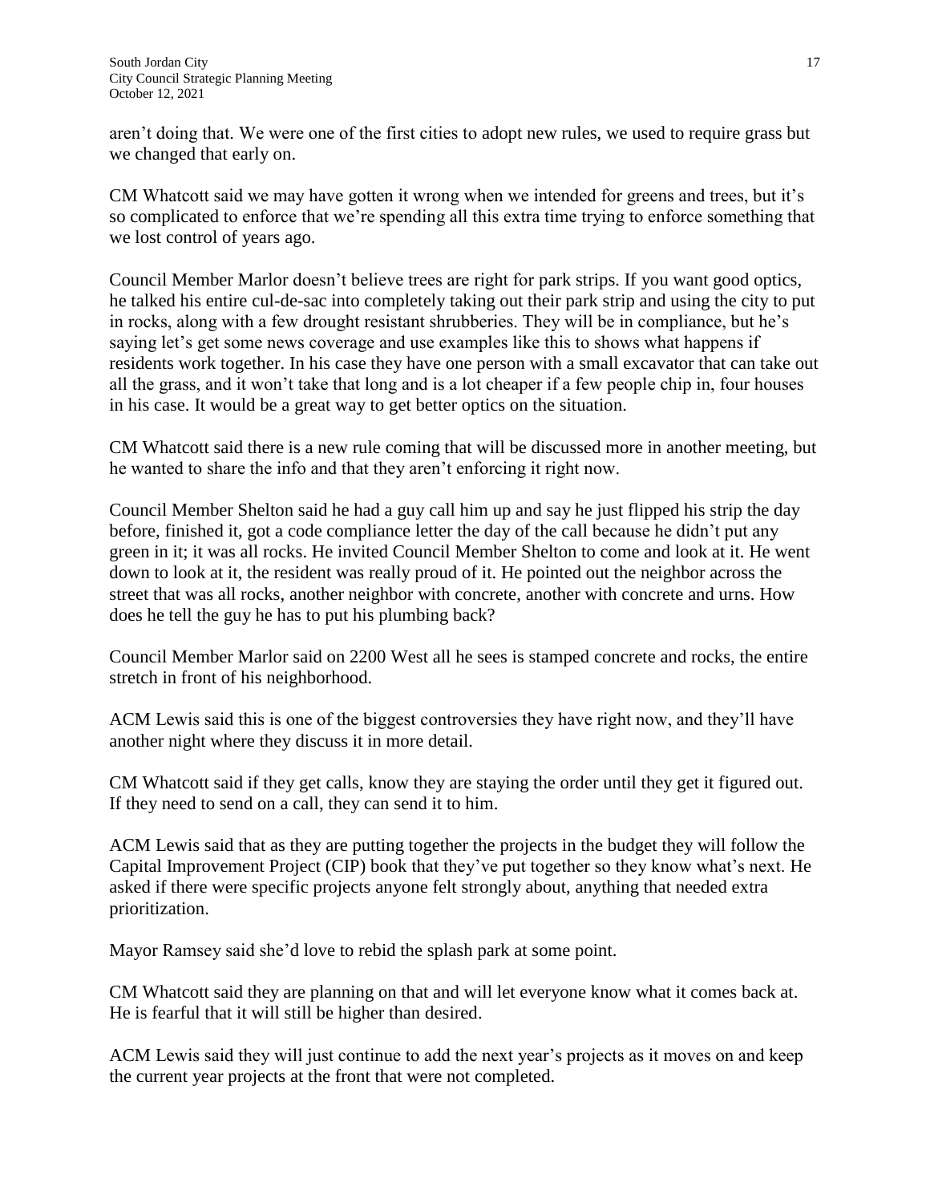aren't doing that. We were one of the first cities to adopt new rules, we used to require grass but we changed that early on.

CM Whatcott said we may have gotten it wrong when we intended for greens and trees, but it's so complicated to enforce that we're spending all this extra time trying to enforce something that we lost control of years ago.

Council Member Marlor doesn't believe trees are right for park strips. If you want good optics, he talked his entire cul-de-sac into completely taking out their park strip and using the city to put in rocks, along with a few drought resistant shrubberies. They will be in compliance, but he's saying let's get some news coverage and use examples like this to shows what happens if residents work together. In his case they have one person with a small excavator that can take out all the grass, and it won't take that long and is a lot cheaper if a few people chip in, four houses in his case. It would be a great way to get better optics on the situation.

CM Whatcott said there is a new rule coming that will be discussed more in another meeting, but he wanted to share the info and that they aren't enforcing it right now.

Council Member Shelton said he had a guy call him up and say he just flipped his strip the day before, finished it, got a code compliance letter the day of the call because he didn't put any green in it; it was all rocks. He invited Council Member Shelton to come and look at it. He went down to look at it, the resident was really proud of it. He pointed out the neighbor across the street that was all rocks, another neighbor with concrete, another with concrete and urns. How does he tell the guy he has to put his plumbing back?

Council Member Marlor said on 2200 West all he sees is stamped concrete and rocks, the entire stretch in front of his neighborhood.

ACM Lewis said this is one of the biggest controversies they have right now, and they'll have another night where they discuss it in more detail.

CM Whatcott said if they get calls, know they are staying the order until they get it figured out. If they need to send on a call, they can send it to him.

ACM Lewis said that as they are putting together the projects in the budget they will follow the Capital Improvement Project (CIP) book that they've put together so they know what's next. He asked if there were specific projects anyone felt strongly about, anything that needed extra prioritization.

Mayor Ramsey said she'd love to rebid the splash park at some point.

CM Whatcott said they are planning on that and will let everyone know what it comes back at. He is fearful that it will still be higher than desired.

ACM Lewis said they will just continue to add the next year's projects as it moves on and keep the current year projects at the front that were not completed.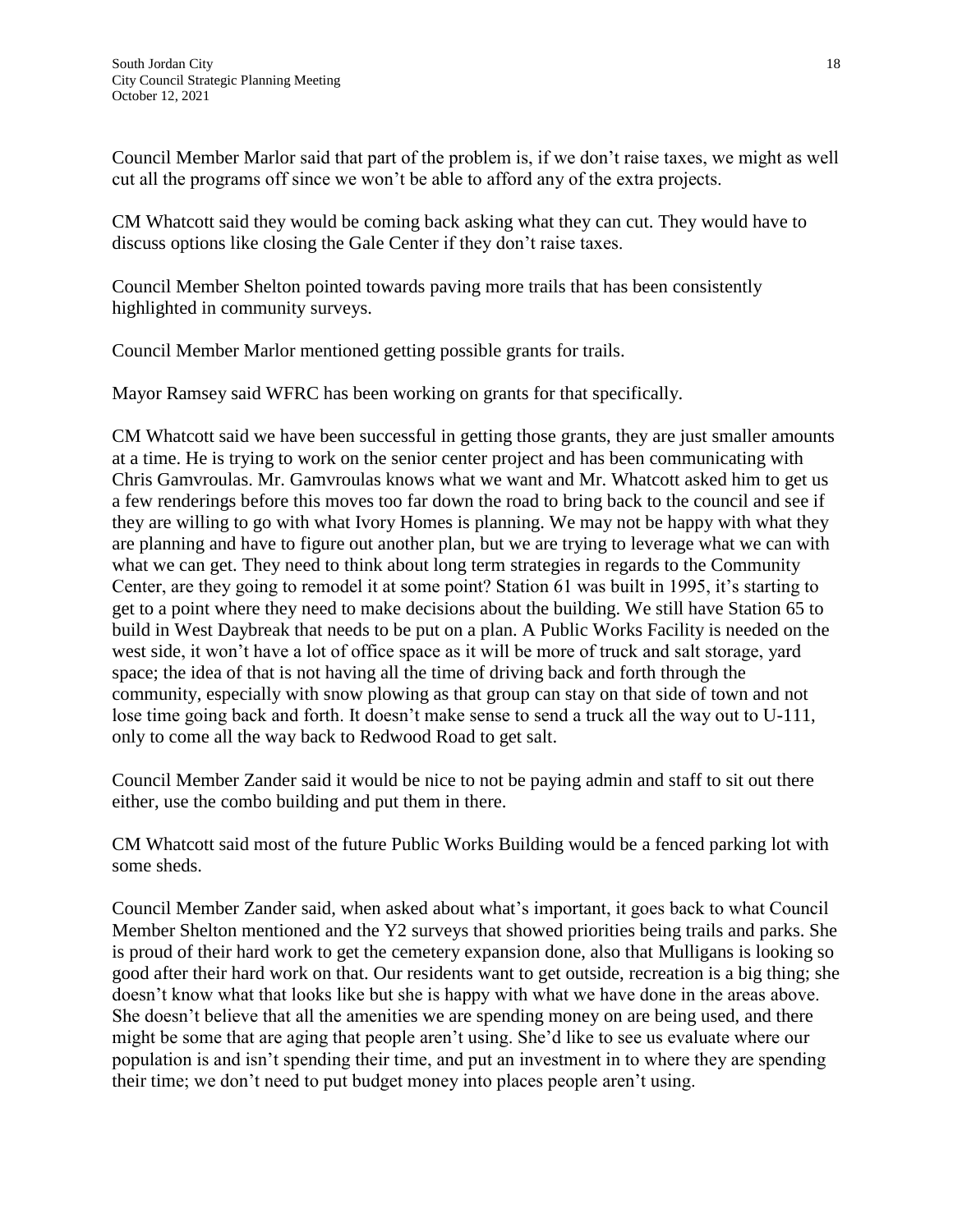Council Member Marlor said that part of the problem is, if we don't raise taxes, we might as well cut all the programs off since we won't be able to afford any of the extra projects.

CM Whatcott said they would be coming back asking what they can cut. They would have to discuss options like closing the Gale Center if they don't raise taxes.

Council Member Shelton pointed towards paving more trails that has been consistently highlighted in community surveys.

Council Member Marlor mentioned getting possible grants for trails.

Mayor Ramsey said WFRC has been working on grants for that specifically.

CM Whatcott said we have been successful in getting those grants, they are just smaller amounts at a time. He is trying to work on the senior center project and has been communicating with Chris Gamvroulas. Mr. Gamvroulas knows what we want and Mr. Whatcott asked him to get us a few renderings before this moves too far down the road to bring back to the council and see if they are willing to go with what Ivory Homes is planning. We may not be happy with what they are planning and have to figure out another plan, but we are trying to leverage what we can with what we can get. They need to think about long term strategies in regards to the Community Center, are they going to remodel it at some point? Station 61 was built in 1995, it's starting to get to a point where they need to make decisions about the building. We still have Station 65 to build in West Daybreak that needs to be put on a plan. A Public Works Facility is needed on the west side, it won't have a lot of office space as it will be more of truck and salt storage, yard space; the idea of that is not having all the time of driving back and forth through the community, especially with snow plowing as that group can stay on that side of town and not lose time going back and forth. It doesn't make sense to send a truck all the way out to U-111, only to come all the way back to Redwood Road to get salt.

Council Member Zander said it would be nice to not be paying admin and staff to sit out there either, use the combo building and put them in there.

CM Whatcott said most of the future Public Works Building would be a fenced parking lot with some sheds.

Council Member Zander said, when asked about what's important, it goes back to what Council Member Shelton mentioned and the Y2 surveys that showed priorities being trails and parks. She is proud of their hard work to get the cemetery expansion done, also that Mulligans is looking so good after their hard work on that. Our residents want to get outside, recreation is a big thing; she doesn't know what that looks like but she is happy with what we have done in the areas above. She doesn't believe that all the amenities we are spending money on are being used, and there might be some that are aging that people aren't using. She'd like to see us evaluate where our population is and isn't spending their time, and put an investment in to where they are spending their time; we don't need to put budget money into places people aren't using.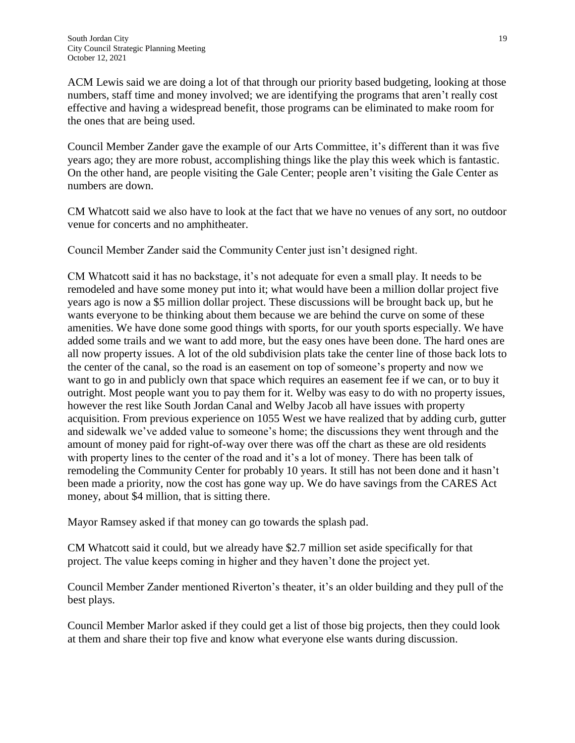ACM Lewis said we are doing a lot of that through our priority based budgeting, looking at those numbers, staff time and money involved; we are identifying the programs that aren't really cost effective and having a widespread benefit, those programs can be eliminated to make room for the ones that are being used.

Council Member Zander gave the example of our Arts Committee, it's different than it was five years ago; they are more robust, accomplishing things like the play this week which is fantastic. On the other hand, are people visiting the Gale Center; people aren't visiting the Gale Center as numbers are down.

CM Whatcott said we also have to look at the fact that we have no venues of any sort, no outdoor venue for concerts and no amphitheater.

Council Member Zander said the Community Center just isn't designed right.

CM Whatcott said it has no backstage, it's not adequate for even a small play. It needs to be remodeled and have some money put into it; what would have been a million dollar project five years ago is now a $5 million dollar project. These discussions will be brought back up, but he wants everyone to be thinking about them because we are behind the curve on some of these amenities. We have done some good things with sports, for our youth sports especially. We have added some trails and we want to add more, but the easy ones have been done. The hard ones are all now property issues. A lot of the old subdivision plats take the center line of those back lots to the center of the canal, so the road is an easement on top of someone's property and now we want to go in and publicly own that space which requires an easement fee if we can, or to buy it outright. Most people want you to pay them for it. Welby was easy to do with no property issues, however the rest like South Jordan Canal and Welby Jacob all have issues with property acquisition. From previous experience on 1055 West we have realized that by adding curb, gutter and sidewalk we've added value to someone's home; the discussions they went through and the amount of money paid for right-of-way over there was off the chart as these are old residents with property lines to the center of the road and it's a lot of money. There has been talk of remodeling the Community Center for probably 10 years. It still has not been done and it hasn't been made a priority, now the cost has gone way up. We do have savings from the CARES Act money, about $4 million, that is sitting there.

Mayor Ramsey asked if that money can go towards the splash pad.

CM Whatcott said it could, but we already have $2.7 million set aside specifically for that project. The value keeps coming in higher and they haven't done the project yet.

Council Member Zander mentioned Riverton's theater, it's an older building and they pull of the best plays.

Council Member Marlor asked if they could get a list of those big projects, then they could look at them and share their top five and know what everyone else wants during discussion.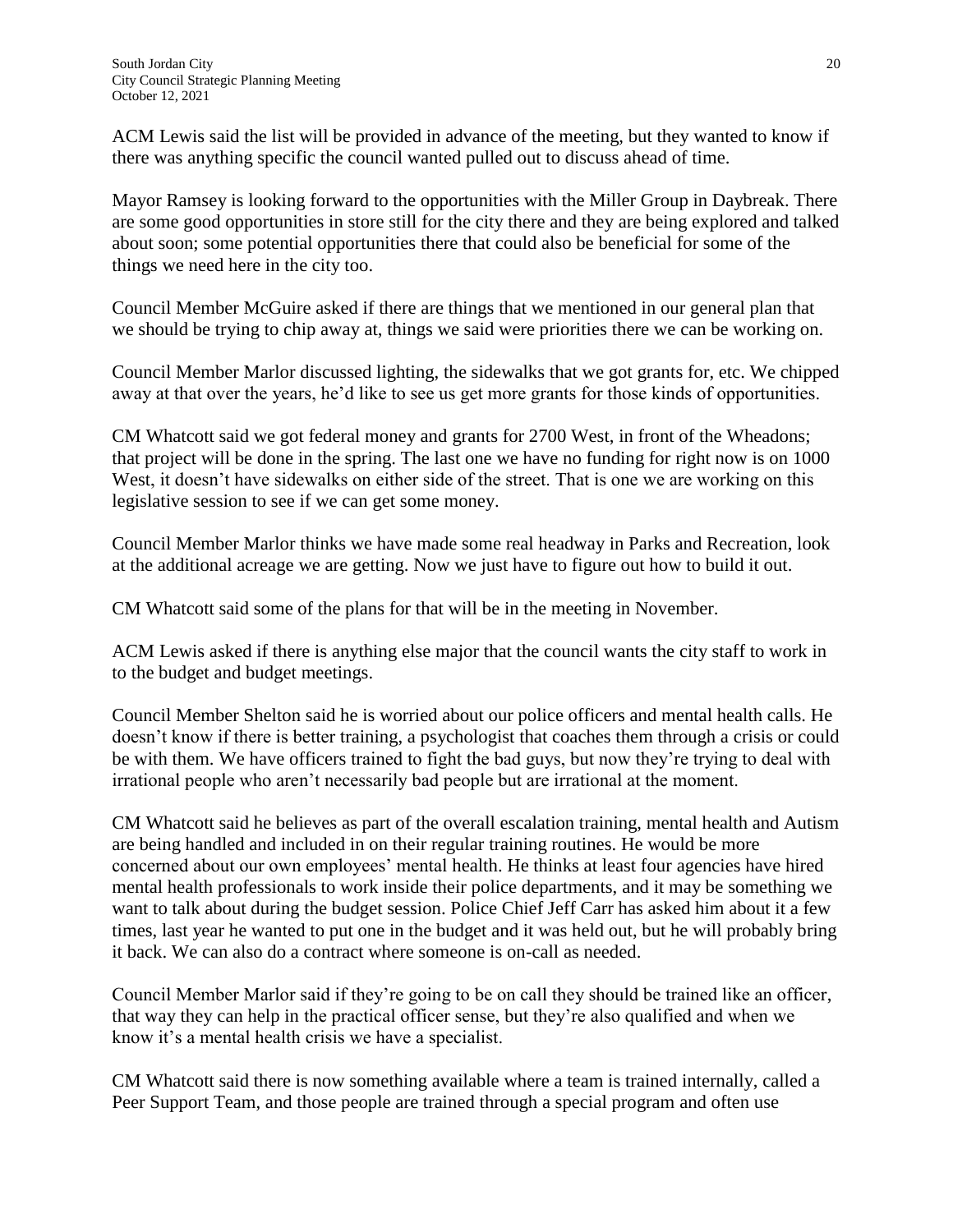ACM Lewis said the list will be provided in advance of the meeting, but they wanted to know if there was anything specific the council wanted pulled out to discuss ahead of time.

Mayor Ramsey is looking forward to the opportunities with the Miller Group in Daybreak. There are some good opportunities in store still for the city there and they are being explored and talked about soon; some potential opportunities there that could also be beneficial for some of the things we need here in the city too.

Council Member McGuire asked if there are things that we mentioned in our general plan that we should be trying to chip away at, things we said were priorities there we can be working on.

Council Member Marlor discussed lighting, the sidewalks that we got grants for, etc. We chipped away at that over the years, he'd like to see us get more grants for those kinds of opportunities.

CM Whatcott said we got federal money and grants for 2700 West, in front of the Wheadons; that project will be done in the spring. The last one we have no funding for right now is on 1000 West, it doesn't have sidewalks on either side of the street. That is one we are working on this legislative session to see if we can get some money.

Council Member Marlor thinks we have made some real headway in Parks and Recreation, look at the additional acreage we are getting. Now we just have to figure out how to build it out.

CM Whatcott said some of the plans for that will be in the meeting in November.

ACM Lewis asked if there is anything else major that the council wants the city staff to work in to the budget and budget meetings.

Council Member Shelton said he is worried about our police officers and mental health calls. He doesn't know if there is better training, a psychologist that coaches them through a crisis or could be with them. We have officers trained to fight the bad guys, but now they're trying to deal with irrational people who aren't necessarily bad people but are irrational at the moment.

CM Whatcott said he believes as part of the overall escalation training, mental health and Autism are being handled and included in on their regular training routines. He would be more concerned about our own employees' mental health. He thinks at least four agencies have hired mental health professionals to work inside their police departments, and it may be something we want to talk about during the budget session. Police Chief Jeff Carr has asked him about it a few times, last year he wanted to put one in the budget and it was held out, but he will probably bring it back. We can also do a contract where someone is on-call as needed.

Council Member Marlor said if they're going to be on call they should be trained like an officer, that way they can help in the practical officer sense, but they're also qualified and when we know it's a mental health crisis we have a specialist.

CM Whatcott said there is now something available where a team is trained internally, called a Peer Support Team, and those people are trained through a special program and often use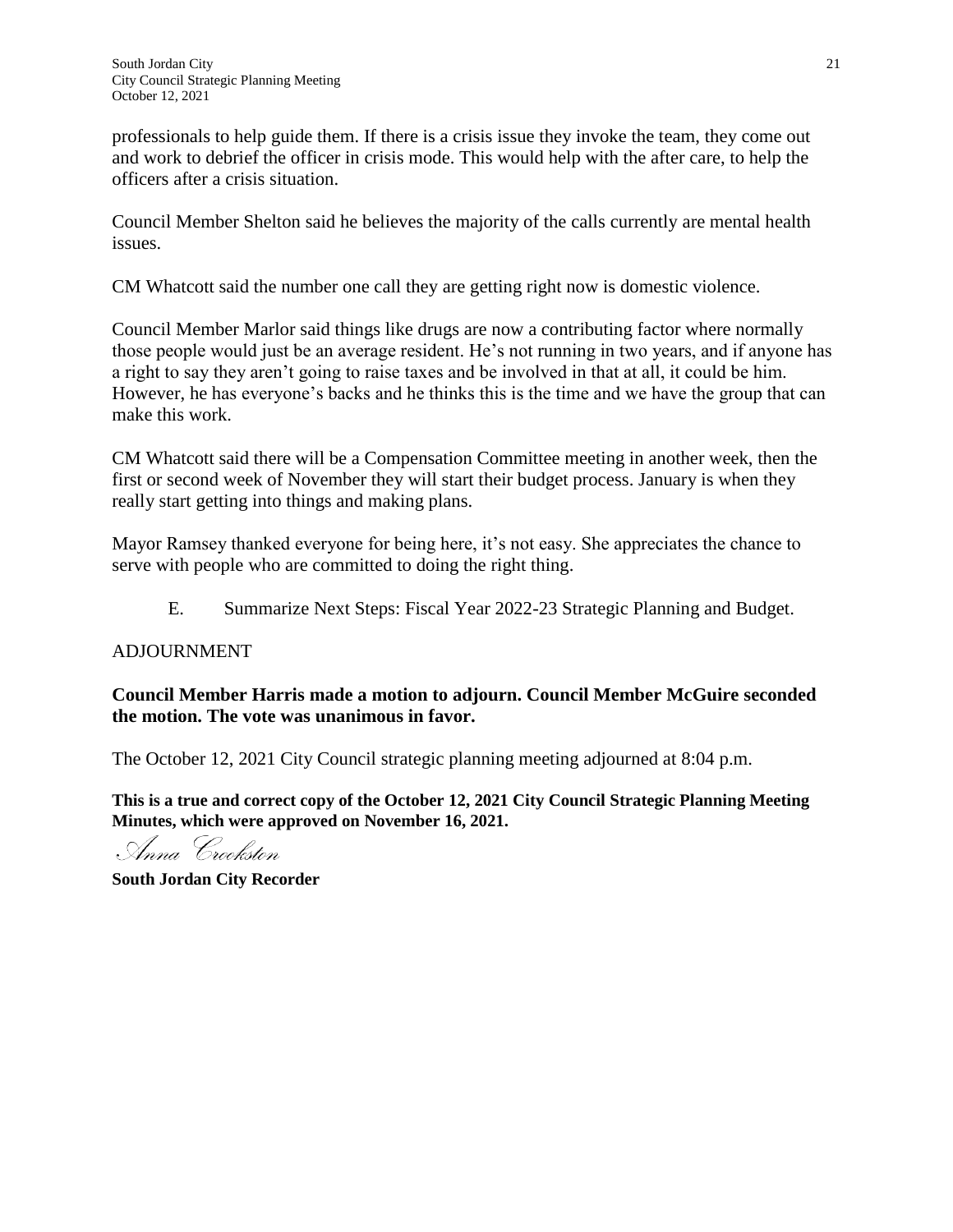professionals to help guide them. If there is a crisis issue they invoke the team, they come out and work to debrief the officer in crisis mode. This would help with the after care, to help the officers after a crisis situation.

Council Member Shelton said he believes the majority of the calls currently are mental health issues.

CM Whatcott said the number one call they are getting right now is domestic violence.

Council Member Marlor said things like drugs are now a contributing factor where normally those people would just be an average resident. He's not running in two years, and if anyone has a right to say they aren't going to raise taxes and be involved in that at all, it could be him. However, he has everyone's backs and he thinks this is the time and we have the group that can make this work.

CM Whatcott said there will be a Compensation Committee meeting in another week, then the first or second week of November they will start their budget process. January is when they really start getting into things and making plans.

Mayor Ramsey thanked everyone for being here, it's not easy. She appreciates the chance to serve with people who are committed to doing the right thing.

E. Summarize Next Steps: Fiscal Year 2022-23 Strategic Planning and Budget.

ADJOURNMENT

**Council Member Harris made a motion to adjourn. Council Member McGuire seconded the motion. The vote was unanimous in favor.**

The October 12, 2021 City Council strategic planning meeting adjourned at 8:04 p.m.

**This is a true and correct copy of the October 12, 2021 City Council Strategic Planning Meeting Minutes, which were approved on November 16, 2021.**

*Anna Crookston*

**South Jordan City Recorder**